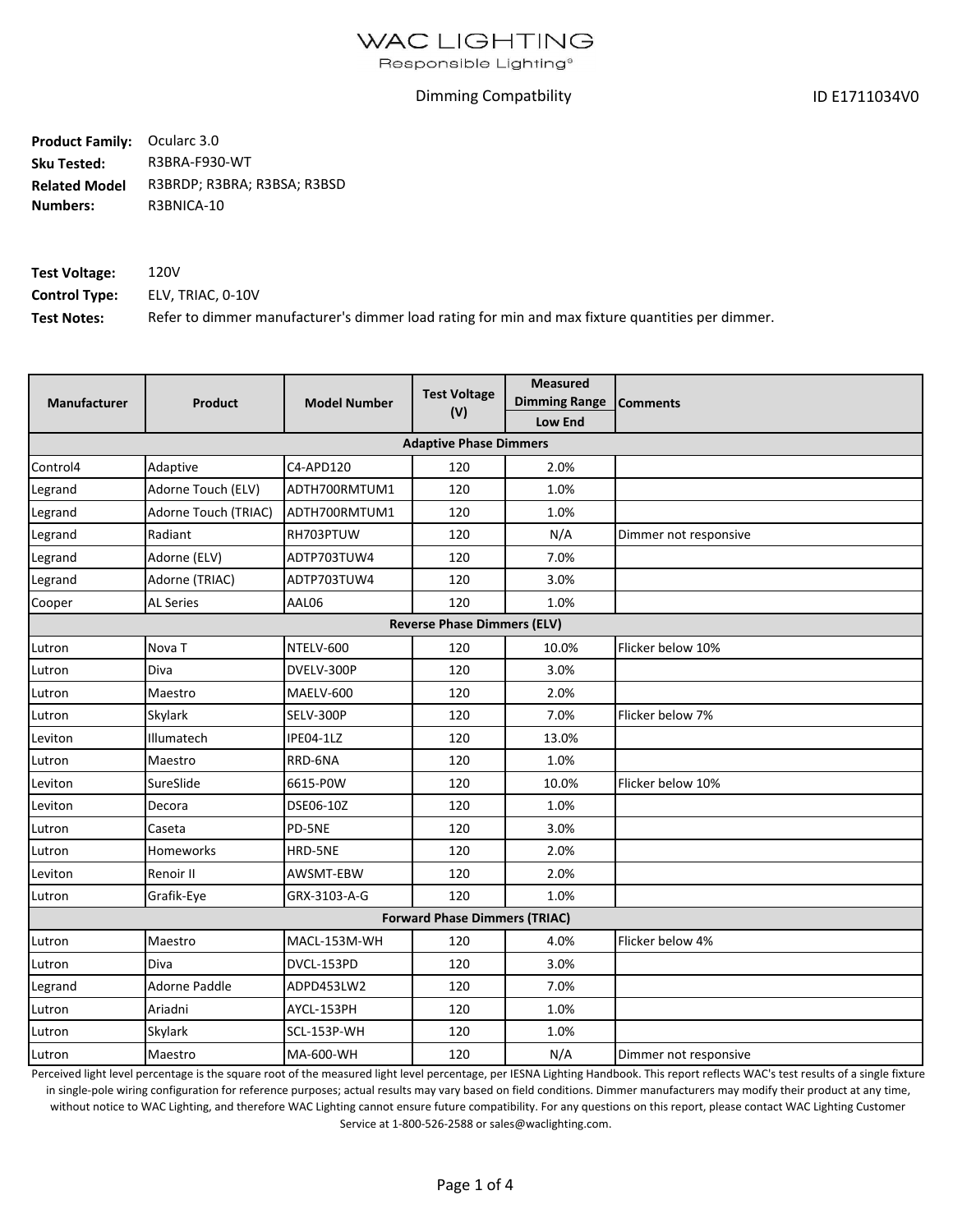# WAC LIGHTING

Responsible Lighting®

Dimming Compatbility

ID E1711034V0

**Product Family:** Ocularc 3.0
**Sku Tested:** R3BRA-F930-WT
**Related Model Numbers:** R3BRDP; R3BRA; R3BSA; R3BSD
R3BNICA-10

**Test Voltage:** 120V
**Control Type:** ELV, TRIAC, 0-10V
**Test Notes:** Refer to dimmer manufacturer's dimmer load rating for min and max fixture quantities per dimmer.

| Manufacturer | Product | Model Number | Test Voltage (V) | Measured Dimming Range | Comments |
|---|---|---|---|---|---|
| | | | | Low End | |
| **Adaptive Phase Dimmers** | | | | | |
| Control4 | Adaptive | C4-APD120 | 120 | 2.0% | |
| Legrand | Adorne Touch (ELV) | ADTH700RMTUM1 | 120 | 1.0% | |
| Legrand | Adorne Touch (TRIAC) | ADTH700RMTUM1 | 120 | 1.0% | |
| Legrand | Radiant | RH703PTUW | 120 | N/A | Dimmer not responsive |
| Legrand | Adorne (ELV) | ADTP703TUW4 | 120 | 7.0% | |
| Legrand | Adorne (TRIAC) | ADTP703TUW4 | 120 | 3.0% | |
| Cooper | AL Series | AAL06 | 120 | 1.0% | |
| **Reverse Phase Dimmers (ELV)** | | | | | |
| Lutron | Nova T | NTELV-600 | 120 | 10.0% | Flicker below 10% |
| Lutron | Diva | DVELV-300P | 120 | 3.0% | |
| Lutron | Maestro | MAELV-600 | 120 | 2.0% | |
| Lutron | Skylark | SELV-300P | 120 | 7.0% | Flicker below 7% |
| Leviton | Illumatech | IPE04-1LZ | 120 | 13.0% | |
| Lutron | Maestro | RRD-6NA | 120 | 1.0% | |
| Leviton | SureSlide | 6615-P0W | 120 | 10.0% | Flicker below 10% |
| Leviton | Decora | DSE06-10Z | 120 | 1.0% | |
| Lutron | Caseta | PD-5NE | 120 | 3.0% | |
| Lutron | Homeworks | HRD-5NE | 120 | 2.0% | |
| Leviton | Renoir II | AWSMT-EBW | 120 | 2.0% | |
| Lutron | Grafik-Eye | GRX-3103-A-G | 120 | 1.0% | |
| **Forward Phase Dimmers (TRIAC)** | | | | | |
| Lutron | Maestro | MACL-153M-WH | 120 | 4.0% | Flicker below 4% |
| Lutron | Diva | DVCL-153PD | 120 | 3.0% | |
| Legrand | Adorne Paddle | ADPD453LW2 | 120 | 7.0% | |
| Lutron | Ariadni | AYCL-153PH | 120 | 1.0% | |
| Lutron | Skylark | SCL-153P-WH | 120 | 1.0% | |
| Lutron | Maestro | MA-600-WH | 120 | N/A | Dimmer not responsive |

Perceived light level percentage is the square root of the measured light level percentage, per IESNA Lighting Handbook. This report reflects WAC's test results of a single fixture in single-pole wiring configuration for reference purposes; actual results may vary based on field conditions. Dimmer manufacturers may modify their product at any time, without notice to WAC Lighting, and therefore WAC Lighting cannot ensure future compatibility. For any questions on this report, please contact WAC Lighting Customer Service at 1-800-526-2588 or sales@waclighting.com.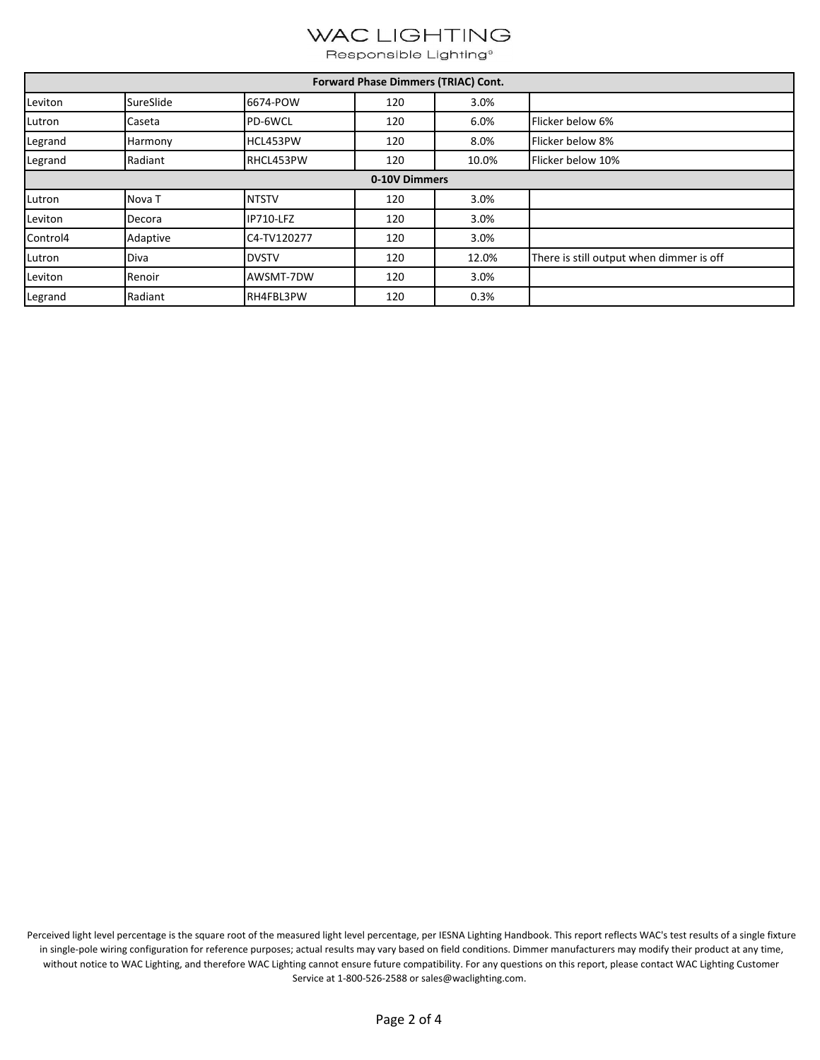WAC LIGHTING

Responsible Lighting®

| Forward Phase Dimmers (TRIAC) Cont. | | | | | |
|---|---|---|---|---|---|
| Leviton | SureSlide | 6674-POW | 120 | 3.0% | |
| Lutron | Caseta | PD-6WCL | 120 | 6.0% | Flicker below 6% |
| Legrand | Harmony | HCL453PW | 120 | 8.0% | Flicker below 8% |
| Legrand | Radiant | RHCL453PW | 120 | 10.0% | Flicker below 10% |
| **0-10V Dimmers** | | | | | |
| Lutron | Nova T | NTSTV | 120 | 3.0% | |
| Leviton | Decora | IP710-LFZ | 120 | 3.0% | |
| Control4 | Adaptive | C4-TV120277 | 120 | 3.0% | |
| Lutron | Diva | DVSTV | 120 | 12.0% | There is still output when dimmer is off |
| Leviton | Renoir | AWSMT-7DW | 120 | 3.0% | |
| Legrand | Radiant | RH4FBL3PW | 120 | 0.3% | |

Perceived light level percentage is the square root of the measured light level percentage, per IESNA Lighting Handbook. This report reflects WAC's test results of a single fixture in single-pole wiring configuration for reference purposes; actual results may vary based on field conditions. Dimmer manufacturers may modify their product at any time, without notice to WAC Lighting, and therefore WAC Lighting cannot ensure future compatibility. For any questions on this report, please contact WAC Lighting Customer Service at 1-800-526-2588 or sales@waclighting.com.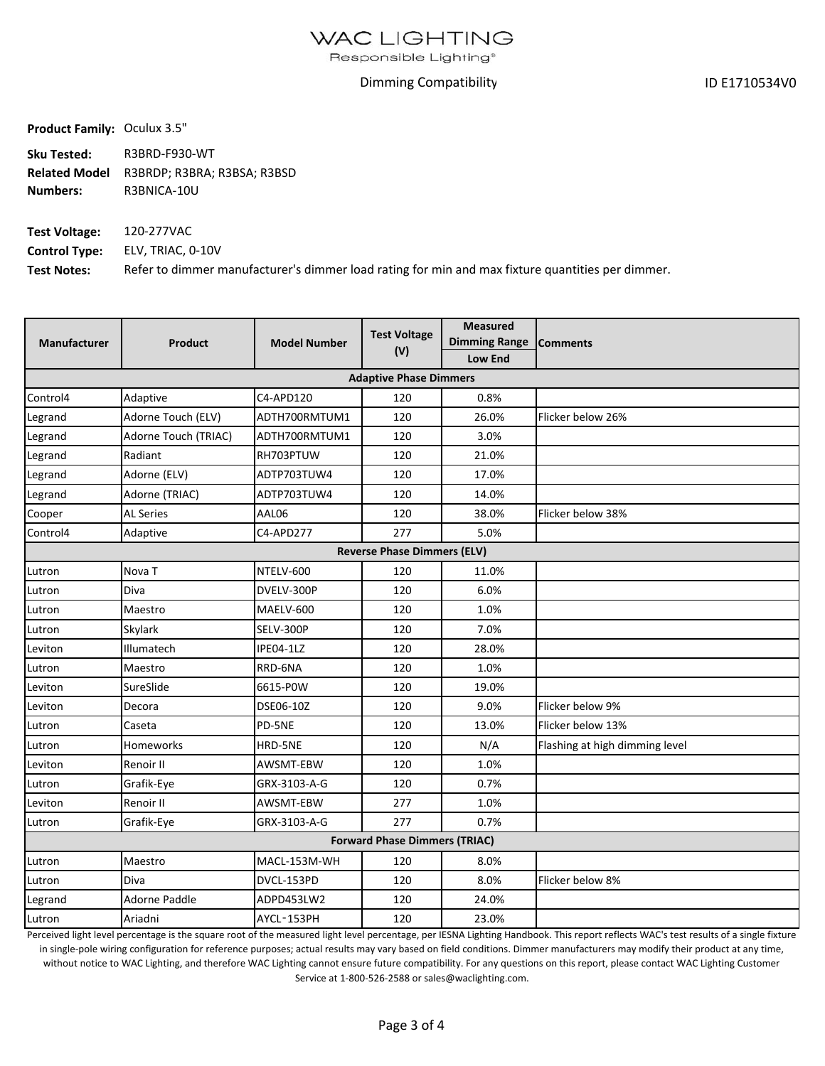# WAC LIGHTING

Responsible Lighting®

Dimming Compatibility

ID E1710534V0

**Product Family:** Oculux 3.5"

**Sku Tested:** R3BRD-F930-WT

**Related Model Numbers:** R3BRDP; R3BRA; R3BSA; R3BSD R3BNICA-10U

**Test Voltage:** 120-277VAC

**Control Type:** ELV, TRIAC, 0-10V

**Test Notes:** Refer to dimmer manufacturer's dimmer load rating for min and max fixture quantities per dimmer.

| Manufacturer | Product | Model Number | Test Voltage (V) | Measured Dimming Range Low End | Comments |
|---|---|---|---|---|---|
| **Adaptive Phase Dimmers** | | | | | |
| Control4 | Adaptive | C4-APD120 | 120 | 0.8% | |
| Legrand | Adorne Touch (ELV) | ADTH700RMTUM1 | 120 | 26.0% | Flicker below 26% |
| Legrand | Adorne Touch (TRIAC) | ADTH700RMTUM1 | 120 | 3.0% | |
| Legrand | Radiant | RH703PTUW | 120 | 21.0% | |
| Legrand | Adorne (ELV) | ADTP703TUW4 | 120 | 17.0% | |
| Legrand | Adorne (TRIAC) | ADTP703TUW4 | 120 | 14.0% | |
| Cooper | AL Series | AAL06 | 120 | 38.0% | Flicker below 38% |
| Control4 | Adaptive | C4-APD277 | 277 | 5.0% | |
| **Reverse Phase Dimmers (ELV)** | | | | | |
| Lutron | Nova T | NTELV-600 | 120 | 11.0% | |
| Lutron | Diva | DVELV-300P | 120 | 6.0% | |
| Lutron | Maestro | MAELV-600 | 120 | 1.0% | |
| Lutron | Skylark | SELV-300P | 120 | 7.0% | |
| Leviton | Illumatech | IPE04-1LZ | 120 | 28.0% | |
| Lutron | Maestro | RRD-6NA | 120 | 1.0% | |
| Leviton | SureSlide | 6615-P0W | 120 | 19.0% | |
| Leviton | Decora | DSE06-10Z | 120 | 9.0% | Flicker below 9% |
| Lutron | Caseta | PD-5NE | 120 | 13.0% | Flicker below 13% |
| Lutron | Homeworks | HRD-5NE | 120 | N/A | Flashing at high dimming level |
| Leviton | Renoir II | AWSMT-EBW | 120 | 1.0% | |
| Lutron | Grafik-Eye | GRX-3103-A-G | 120 | 0.7% | |
| Leviton | Renoir II | AWSMT-EBW | 277 | 1.0% | |
| Lutron | Grafik-Eye | GRX-3103-A-G | 277 | 0.7% | |
| **Forward Phase Dimmers (TRIAC)** | | | | | |
| Lutron | Maestro | MACL-153M-WH | 120 | 8.0% | |
| Lutron | Diva | DVCL-153PD | 120 | 8.0% | Flicker below 8% |
| Legrand | Adorne Paddle | ADPD453LW2 | 120 | 24.0% | |
| Lutron | Ariadni | AYCL-153PH | 120 | 23.0% | |

Perceived light level percentage is the square root of the measured light level percentage, per IESNA Lighting Handbook. This report reflects WAC's test results of a single fixture in single-pole wiring configuration for reference purposes; actual results may vary based on field conditions. Dimmer manufacturers may modify their product at any time, without notice to WAC Lighting, and therefore WAC Lighting cannot ensure future compatibility. For any questions on this report, please contact WAC Lighting Customer Service at 1-800-526-2588 or sales@waclighting.com.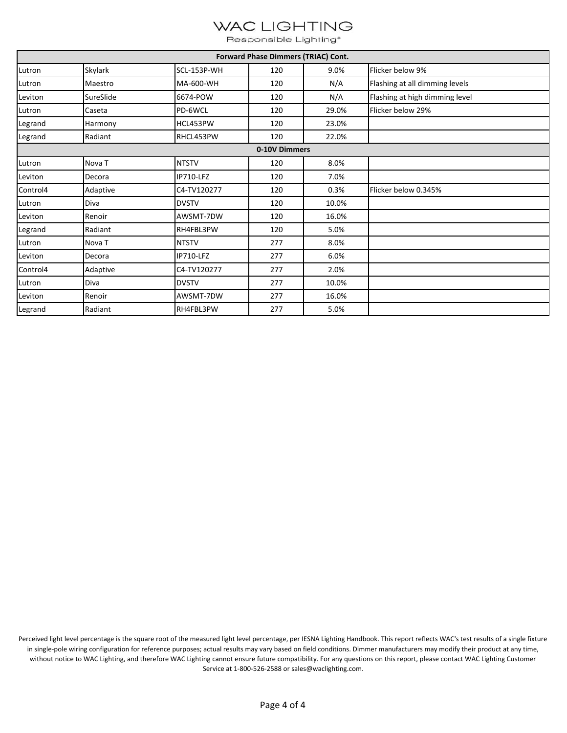| | | | | | |
|---|---|---|---|---|---|
| **Forward Phase Dimmers (TRIAC) Cont.** | | | | | |
| Lutron | Skylark | SCL-153P-WH | 120 | 9.0% | Flicker below 9% |
| Lutron | Maestro | MA-600-WH | 120 | N/A | Flashing at all dimming levels |
| Leviton | SureSlide | 6674-POW | 120 | N/A | Flashing at high dimming level |
| Lutron | Caseta | PD-6WCL | 120 | 29.0% | Flicker below 29% |
| Legrand | Harmony | HCL453PW | 120 | 23.0% | |
| Legrand | Radiant | RHCL453PW | 120 | 22.0% | |
| **0-10V Dimmers** | | | | | |
| Lutron | Nova T | NTSTV | 120 | 8.0% | |
| Leviton | Decora | IP710-LFZ | 120 | 7.0% | |
| Control4 | Adaptive | C4-TV120277 | 120 | 0.3% | Flicker below 0.345% |
| Lutron | Diva | DVSTV | 120 | 10.0% | |
| Leviton | Renoir | AWSMT-7DW | 120 | 16.0% | |
| Legrand | Radiant | RH4FBL3PW | 120 | 5.0% | |
| Lutron | Nova T | NTSTV | 277 | 8.0% | |
| Leviton | Decora | IP710-LFZ | 277 | 6.0% | |
| Control4 | Adaptive | C4-TV120277 | 277 | 2.0% | |
| Lutron | Diva | DVSTV | 277 | 10.0% | |
| Leviton | Renoir | AWSMT-7DW | 277 | 16.0% | |
| Legrand | Radiant | RH4FBL3PW | 277 | 5.0% | |

Perceived light level percentage is the square root of the measured light level percentage, per IESNA Lighting Handbook. This report reflects WAC's test results of a single fixture in single-pole wiring configuration for reference purposes; actual results may vary based on field conditions. Dimmer manufacturers may modify their product at any time, without notice to WAC Lighting, and therefore WAC Lighting cannot ensure future compatibility. For any questions on this report, please contact WAC Lighting Customer Service at 1-800-526-2588 or sales@waclighting.com.